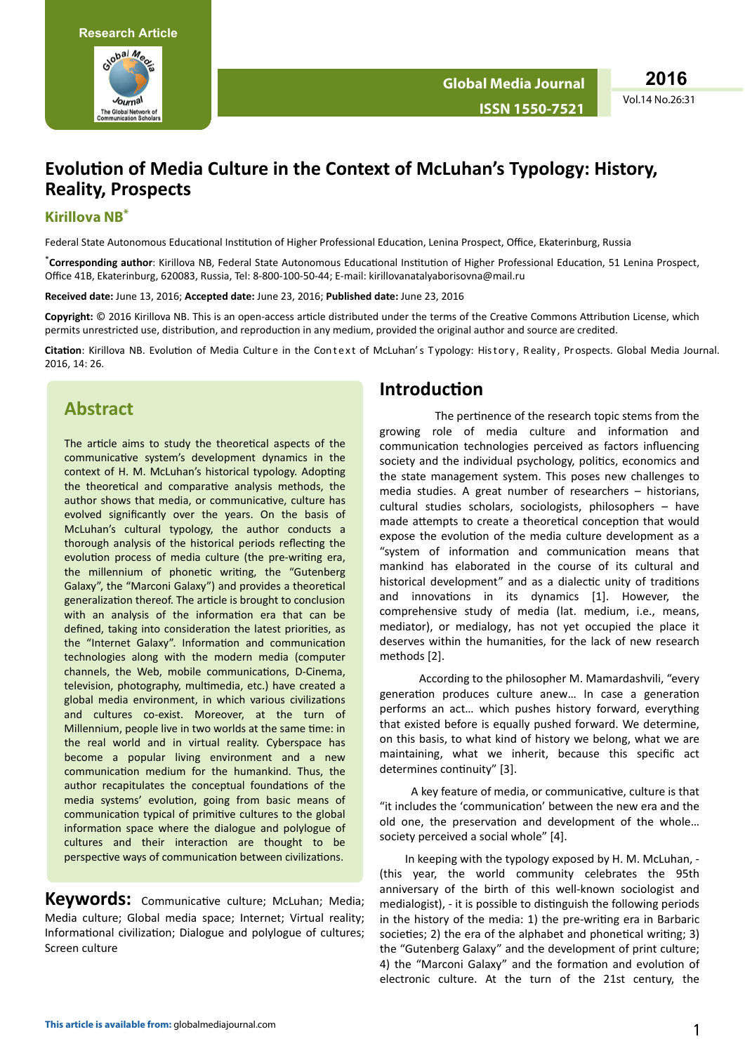Research Article

# Evolution of Media Culture in the Context of McLuhan's Typology: History, Reality, Prospects

**Kirillova NB***

Federal State Autonomous Educational Institution of Higher Professional Education, Lenina Prospect, Office, Ekaterinburg, Russia

***Corresponding author**: Kirillova NB, Federal State Autonomous Educational Institution of Higher Professional Education, 51 Lenina Prospect, Office 41B, Ekaterinburg, 620083, Russia, Tel: 8-800-100-50-44; E-mail: kirillovanatalyaborisovna@mail.ru

**Received date:** June 13, 2016; **Accepted date:** June 23, 2016; **Published date:** June 23, 2016

**Copyright:** © 2016 Kirillova NB. This is an open-access article distributed under the terms of the Creative Commons Attribution License, which permits unrestricted use, distribution, and reproduction in any medium, provided the original author and source are credited.

**Citation**: Kirillova NB. Evolution of Media Culture in the Context of McLuhan's Typology: History, Reality, Prospects. Global Media Journal. 2016, 14: 26.

## Abstract

The article aims to study the theoretical aspects of the communicative system's development dynamics in the context of H. M. McLuhan's historical typology. Adopting the theoretical and comparative analysis methods, the author shows that media, or communicative, culture has evolved significantly over the years. On the basis of McLuhan's cultural typology, the author conducts a thorough analysis of the historical periods reflecting the evolution process of media culture (the pre-writing era, the millennium of phonetic writing, the "Gutenberg Galaxy", the "Marconi Galaxy") and provides a theoretical generalization thereof. The article is brought to conclusion with an analysis of the information era that can be defined, taking into consideration the latest priorities, as the "Internet Galaxy". Information and communication technologies along with the modern media (computer channels, the Web, mobile communications, D-Cinema, television, photography, multimedia, etc.) have created a global media environment, in which various civilizations and cultures co-exist. Moreover, at the turn of Millennium, people live in two worlds at the same time: in the real world and in virtual reality. Cyberspace has become a popular living environment and a new communication medium for the humankind. Thus, the author recapitulates the conceptual foundations of the media systems' evolution, going from basic means of communication typical of primitive cultures to the global information space where the dialogue and polylogue of cultures and their interaction are thought to be perspective ways of communication between civilizations.

**Keywords:** Communicative culture; McLuhan; Media; Media culture; Global media space; Internet; Virtual reality; Informational civilization; Dialogue and polylogue of cultures; Screen culture

## Introduction

The pertinence of the research topic stems from the growing role of media culture and information and communication technologies perceived as factors influencing society and the individual psychology, politics, economics and the state management system. This poses new challenges to media studies. A great number of researchers – historians, cultural studies scholars, sociologists, philosophers – have made attempts to create a theoretical conception that would expose the evolution of the media culture development as a "system of information and communication means that mankind has elaborated in the course of its cultural and historical development" and as a dialectic unity of traditions and innovations in its dynamics [1]. However, the comprehensive study of media (lat. medium, i.e., means, mediator), or medialogy, has not yet occupied the place it deserves within the humanities, for the lack of new research methods [2].

According to the philosopher M. Mamardashvili, "every generation produces culture anew… In case a generation performs an act… which pushes history forward, everything that existed before is equally pushed forward. We determine, on this basis, to what kind of history we belong, what we are maintaining, what we inherit, because this specific act determines continuity" [3].

A key feature of media, or communicative, culture is that "it includes the 'communication' between the new era and the old one, the preservation and development of the whole… society perceived a social whole" [4].

In keeping with the typology exposed by H. M. McLuhan, - (this year, the world community celebrates the 95th anniversary of the birth of this well-known sociologist and medialogist), - it is possible to distinguish the following periods in the history of the media: 1) the pre-writing era in Barbaric societies; 2) the era of the alphabet and phonetical writing; 3) the "Gutenberg Galaxy" and the development of print culture; 4) the "Marconi Galaxy" and the formation and evolution of electronic culture. At the turn of the 21st century, the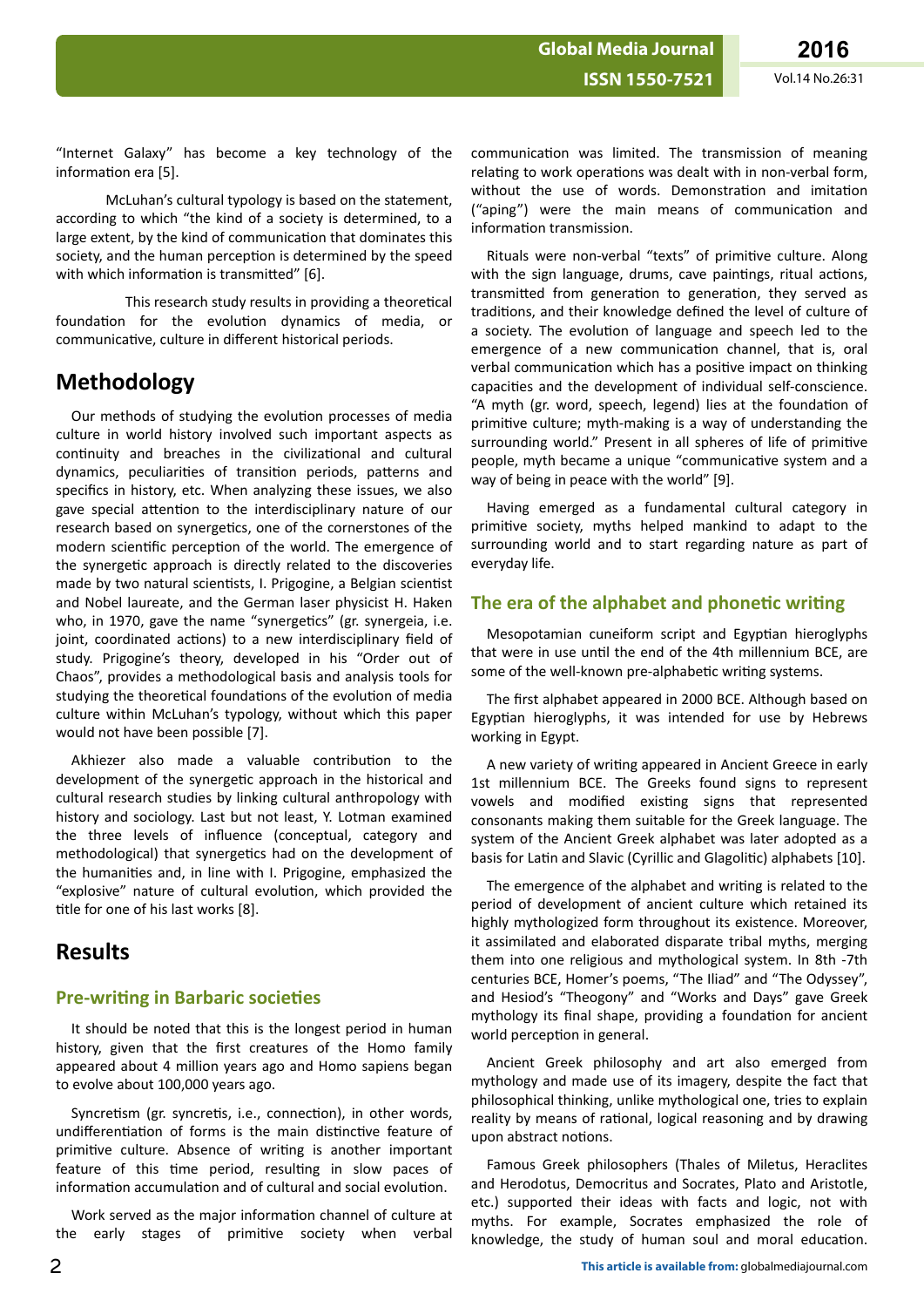"Internet Galaxy" has become a key technology of the information era [5].

McLuhan's cultural typology is based on the statement, according to which "the kind of a society is determined, to a large extent, by the kind of communication that dominates this society, and the human perception is determined by the speed with which information is transmitted" [6].

This research study results in providing a theoretical foundation for the evolution dynamics of media, or communicative, culture in different historical periods.

## Methodology

Our methods of studying the evolution processes of media culture in world history involved such important aspects as continuity and breaches in the civilizational and cultural dynamics, peculiarities of transition periods, patterns and specifics in history, etc. When analyzing these issues, we also gave special attention to the interdisciplinary nature of our research based on synergetics, one of the cornerstones of the modern scientific perception of the world. The emergence of the synergetic approach is directly related to the discoveries made by two natural scientists, I. Prigogine, a Belgian scientist and Nobel laureate, and the German laser physicist H. Haken who, in 1970, gave the name "synergetics" (gr. synergeia, i.e. joint, coordinated actions) to a new interdisciplinary field of study. Prigogine's theory, developed in his "Order out of Chaos", provides a methodological basis and analysis tools for studying the theoretical foundations of the evolution of media culture within McLuhan's typology, without which this paper would not have been possible [7].

Akhiezer also made a valuable contribution to the development of the synergetic approach in the historical and cultural research studies by linking cultural anthropology with history and sociology. Last but not least, Y. Lotman examined the three levels of influence (conceptual, category and methodological) that synergetics had on the development of the humanities and, in line with I. Prigogine, emphasized the "explosive" nature of cultural evolution, which provided the title for one of his last works [8].

## Results

### Pre-writing in Barbaric societies

It should be noted that this is the longest period in human history, given that the first creatures of the Homo family appeared about 4 million years ago and Homo sapiens began to evolve about 100,000 years ago.

Syncretism (gr. syncretis, i.e., connection), in other words, undifferentiation of forms is the main distinctive feature of primitive culture. Absence of writing is another important feature of this time period, resulting in slow paces of information accumulation and of cultural and social evolution.

Work served as the major information channel of culture at the early stages of primitive society when verbal communication was limited. The transmission of meaning relating to work operations was dealt with in non-verbal form, without the use of words. Demonstration and imitation ("aping") were the main means of communication and information transmission.

Rituals were non-verbal "texts" of primitive culture. Along with the sign language, drums, cave paintings, ritual actions, transmitted from generation to generation, they served as traditions, and their knowledge defined the level of culture of a society. The evolution of language and speech led to the emergence of a new communication channel, that is, oral verbal communication which has a positive impact on thinking capacities and the development of individual self-conscience. "A myth (gr. word, speech, legend) lies at the foundation of primitive culture; myth-making is a way of understanding the surrounding world." Present in all spheres of life of primitive people, myth became a unique "communicative system and a way of being in peace with the world" [9].

Having emerged as a fundamental cultural category in primitive society, myths helped mankind to adapt to the surrounding world and to start regarding nature as part of everyday life.

### The era of the alphabet and phonetic writing

Mesopotamian cuneiform script and Egyptian hieroglyphs that were in use until the end of the 4th millennium BCE, are some of the well-known pre-alphabetic writing systems.

The first alphabet appeared in 2000 BCE. Although based on Egyptian hieroglyphs, it was intended for use by Hebrews working in Egypt.

A new variety of writing appeared in Ancient Greece in early 1st millennium BCE. The Greeks found signs to represent vowels and modified existing signs that represented consonants making them suitable for the Greek language. The system of the Ancient Greek alphabet was later adopted as a basis for Latin and Slavic (Cyrillic and Glagolitic) alphabets [10].

The emergence of the alphabet and writing is related to the period of development of ancient culture which retained its highly mythologized form throughout its existence. Moreover, it assimilated and elaborated disparate tribal myths, merging them into one religious and mythological system. In 8th -7th centuries BCE, Homer's poems, "The Iliad" and "The Odyssey", and Hesiod's "Theogony" and "Works and Days" gave Greek mythology its final shape, providing a foundation for ancient world perception in general.

Ancient Greek philosophy and art also emerged from mythology and made use of its imagery, despite the fact that philosophical thinking, unlike mythological one, tries to explain reality by means of rational, logical reasoning and by drawing upon abstract notions.

Famous Greek philosophers (Thales of Miletus, Heraclites and Herodotus, Democritus and Socrates, Plato and Aristotle, etc.) supported their ideas with facts and logic, not with myths. For example, Socrates emphasized the role of knowledge, the study of human soul and moral education.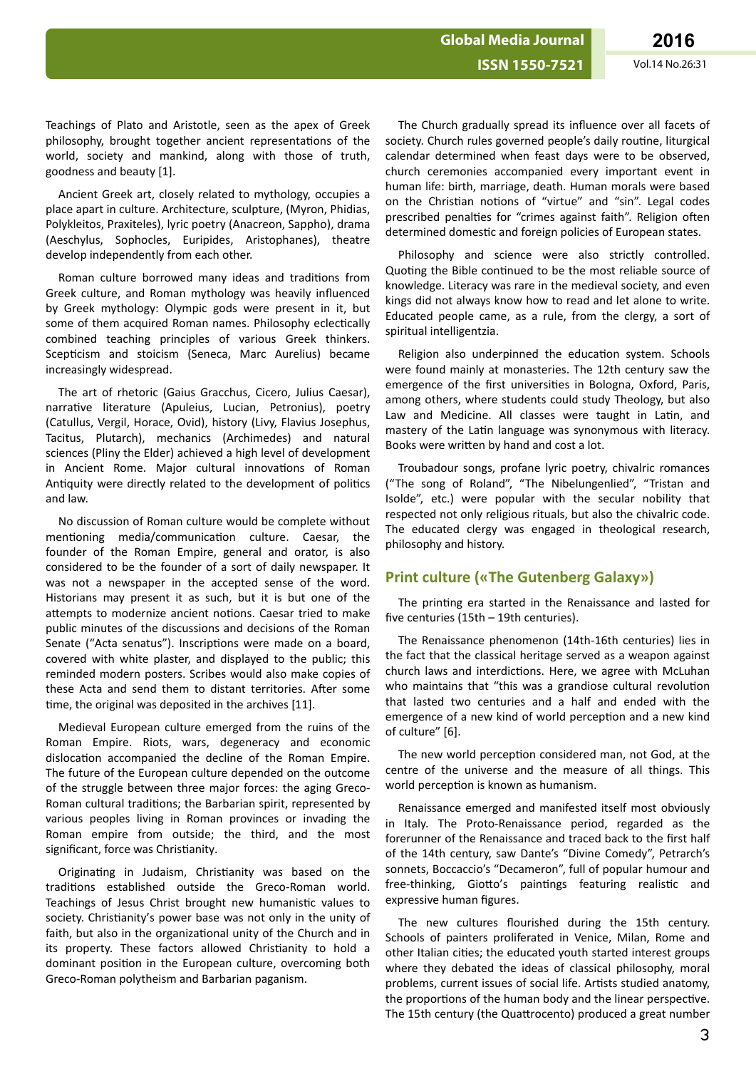Teachings of Plato and Aristotle, seen as the apex of Greek philosophy, brought together ancient representations of the world, society and mankind, along with those of truth, goodness and beauty [1].

Ancient Greek art, closely related to mythology, occupies a place apart in culture. Architecture, sculpture, (Myron, Phidias, Polykleitos, Praxiteles), lyric poetry (Anacreon, Sappho), drama (Aeschylus, Sophocles, Euripides, Aristophanes), theatre develop independently from each other.

Roman culture borrowed many ideas and traditions from Greek culture, and Roman mythology was heavily influenced by Greek mythology: Olympic gods were present in it, but some of them acquired Roman names. Philosophy eclectically combined teaching principles of various Greek thinkers. Scepticism and stoicism (Seneca, Marc Aurelius) became increasingly widespread.

The art of rhetoric (Gaius Gracchus, Cicero, Julius Caesar), narrative literature (Apuleius, Lucian, Petronius), poetry (Catullus, Vergil, Horace, Ovid), history (Livy, Flavius Josephus, Tacitus, Plutarch), mechanics (Archimedes) and natural sciences (Pliny the Elder) achieved a high level of development in Ancient Rome. Major cultural innovations of Roman Antiquity were directly related to the development of politics and law.

No discussion of Roman culture would be complete without mentioning media/communication culture. Caesar, the founder of the Roman Empire, general and orator, is also considered to be the founder of a sort of daily newspaper. It was not a newspaper in the accepted sense of the word. Historians may present it as such, but it is but one of the attempts to modernize ancient notions. Caesar tried to make public minutes of the discussions and decisions of the Roman Senate ("Acta senatus"). Inscriptions were made on a board, covered with white plaster, and displayed to the public; this reminded modern posters. Scribes would also make copies of these Acta and send them to distant territories. After some time, the original was deposited in the archives [11].

Medieval European culture emerged from the ruins of the Roman Empire. Riots, wars, degeneracy and economic dislocation accompanied the decline of the Roman Empire. The future of the European culture depended on the outcome of the struggle between three major forces: the aging Greco-Roman cultural traditions; the Barbarian spirit, represented by various peoples living in Roman provinces or invading the Roman empire from outside; the third, and the most significant, force was Christianity.

Originating in Judaism, Christianity was based on the traditions established outside the Greco-Roman world. Teachings of Jesus Christ brought new humanistic values to society. Christianity's power base was not only in the unity of faith, but also in the organizational unity of the Church and in its property. These factors allowed Christianity to hold a dominant position in the European culture, overcoming both Greco-Roman polytheism and Barbarian paganism.

The Church gradually spread its influence over all facets of society. Church rules governed people's daily routine, liturgical calendar determined when feast days were to be observed, church ceremonies accompanied every important event in human life: birth, marriage, death. Human morals were based on the Christian notions of "virtue" and "sin". Legal codes prescribed penalties for "crimes against faith". Religion often determined domestic and foreign policies of European states.

Philosophy and science were also strictly controlled. Quoting the Bible continued to be the most reliable source of knowledge. Literacy was rare in the medieval society, and even kings did not always know how to read and let alone to write. Educated people came, as a rule, from the clergy, a sort of spiritual intelligentzia.

Religion also underpinned the education system. Schools were found mainly at monasteries. The 12th century saw the emergence of the first universities in Bologna, Oxford, Paris, among others, where students could study Theology, but also Law and Medicine. All classes were taught in Latin, and mastery of the Latin language was synonymous with literacy. Books were written by hand and cost a lot.

Troubadour songs, profane lyric poetry, chivalric romances ("The song of Roland", "The Nibelungenlied", "Tristan and Isolde", etc.) were popular with the secular nobility that respected not only religious rituals, but also the chivalric code. The educated clergy was engaged in theological research, philosophy and history.

## Print culture («The Gutenberg Galaxy»)

The printing era started in the Renaissance and lasted for five centuries (15th – 19th centuries).

The Renaissance phenomenon (14th-16th centuries) lies in the fact that the classical heritage served as a weapon against church laws and interdictions. Here, we agree with McLuhan who maintains that "this was a grandiose cultural revolution that lasted two centuries and a half and ended with the emergence of a new kind of world perception and a new kind of culture" [6].

The new world perception considered man, not God, at the centre of the universe and the measure of all things. This world perception is known as humanism.

Renaissance emerged and manifested itself most obviously in Italy. The Proto-Renaissance period, regarded as the forerunner of the Renaissance and traced back to the first half of the 14th century, saw Dante's "Divine Comedy", Petrarch's sonnets, Boccaccio's "Decameron", full of popular humour and free-thinking, Giotto's paintings featuring realistic and expressive human figures.

The new cultures flourished during the 15th century. Schools of painters proliferated in Venice, Milan, Rome and other Italian cities; the educated youth started interest groups where they debated the ideas of classical philosophy, moral problems, current issues of social life. Artists studied anatomy, the proportions of the human body and the linear perspective. The 15th century (the Quattrocento) produced a great number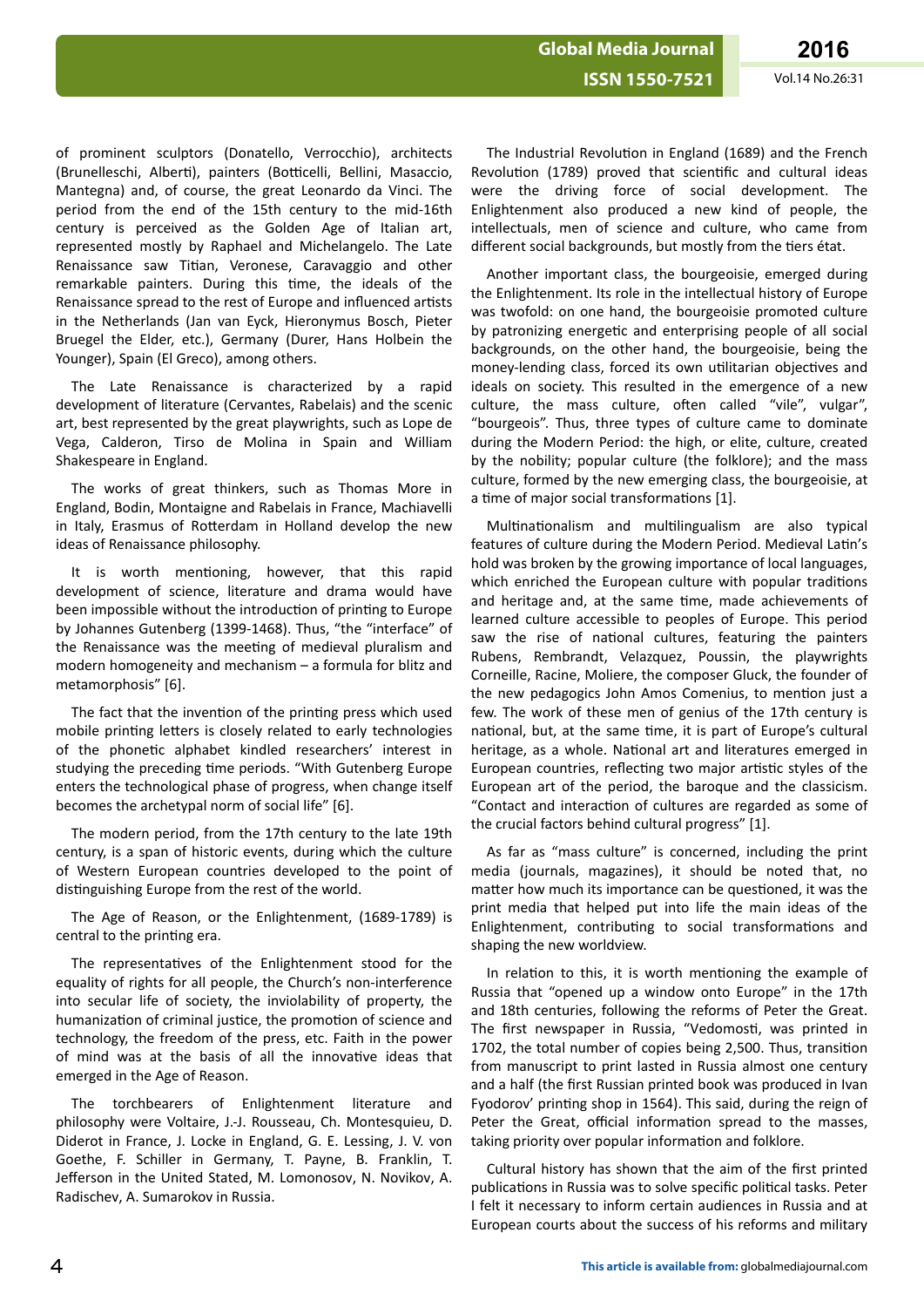of prominent sculptors (Donatello, Verrocchio), architects (Brunelleschi, Alberti), painters (Botticelli, Bellini, Masaccio, Mantegna) and, of course, the great Leonardo da Vinci. The period from the end of the 15th century to the mid-16th century is perceived as the Golden Age of Italian art, represented mostly by Raphael and Michelangelo. The Late Renaissance saw Titian, Veronese, Caravaggio and other remarkable painters. During this time, the ideals of the Renaissance spread to the rest of Europe and influenced artists in the Netherlands (Jan van Eyck, Hieronymus Bosch, Pieter Bruegel the Elder, etc.), Germany (Durer, Hans Holbein the Younger), Spain (El Greco), among others.

The Late Renaissance is characterized by a rapid development of literature (Cervantes, Rabelais) and the scenic art, best represented by the great playwrights, such as Lope de Vega, Calderon, Tirso de Molina in Spain and William Shakespeare in England.

The works of great thinkers, such as Thomas More in England, Bodin, Montaigne and Rabelais in France, Machiavelli in Italy, Erasmus of Rotterdam in Holland develop the new ideas of Renaissance philosophy.

It is worth mentioning, however, that this rapid development of science, literature and drama would have been impossible without the introduction of printing to Europe by Johannes Gutenberg (1399-1468). Thus, "the "interface" of the Renaissance was the meeting of medieval pluralism and modern homogeneity and mechanism – a formula for blitz and metamorphosis" [6].

The fact that the invention of the printing press which used mobile printing letters is closely related to early technologies of the phonetic alphabet kindled researchers' interest in studying the preceding time periods. "With Gutenberg Europe enters the technological phase of progress, when change itself becomes the archetypal norm of social life" [6].

The modern period, from the 17th century to the late 19th century, is a span of historic events, during which the culture of Western European countries developed to the point of distinguishing Europe from the rest of the world.

The Age of Reason, or the Enlightenment, (1689-1789) is central to the printing era.

The representatives of the Enlightenment stood for the equality of rights for all people, the Church's non-interference into secular life of society, the inviolability of property, the humanization of criminal justice, the promotion of science and technology, the freedom of the press, etc. Faith in the power of mind was at the basis of all the innovative ideas that emerged in the Age of Reason.

The torchbearers of Enlightenment literature and philosophy were Voltaire, J.-J. Rousseau, Ch. Montesquieu, D. Diderot in France, J. Locke in England, G. E. Lessing, J. V. von Goethe, F. Schiller in Germany, T. Payne, B. Franklin, T. Jefferson in the United Stated, M. Lomonosov, N. Novikov, A. Radischev, A. Sumarokov in Russia.

The Industrial Revolution in England (1689) and the French Revolution (1789) proved that scientific and cultural ideas were the driving force of social development. The Enlightenment also produced a new kind of people, the intellectuals, men of science and culture, who came from different social backgrounds, but mostly from the tiers état.

Another important class, the bourgeoisie, emerged during the Enlightenment. Its role in the intellectual history of Europe was twofold: on one hand, the bourgeoisie promoted culture by patronizing energetic and enterprising people of all social backgrounds, on the other hand, the bourgeoisie, being the money-lending class, forced its own utilitarian objectives and ideals on society. This resulted in the emergence of a new culture, the mass culture, often called "vile", vulgar", "bourgeois". Thus, three types of culture came to dominate during the Modern Period: the high, or elite, culture, created by the nobility; popular culture (the folklore); and the mass culture, formed by the new emerging class, the bourgeoisie, at a time of major social transformations [1].

Multinationalism and multilingualism are also typical features of culture during the Modern Period. Medieval Latin's hold was broken by the growing importance of local languages, which enriched the European culture with popular traditions and heritage and, at the same time, made achievements of learned culture accessible to peoples of Europe. This period saw the rise of national cultures, featuring the painters Rubens, Rembrandt, Velazquez, Poussin, the playwrights Corneille, Racine, Moliere, the composer Gluck, the founder of the new pedagogics John Amos Comenius, to mention just a few. The work of these men of genius of the 17th century is national, but, at the same time, it is part of Europe's cultural heritage, as a whole. National art and literatures emerged in European countries, reflecting two major artistic styles of the European art of the period, the baroque and the classicism. "Contact and interaction of cultures are regarded as some of the crucial factors behind cultural progress" [1].

As far as "mass culture" is concerned, including the print media (journals, magazines), it should be noted that, no matter how much its importance can be questioned, it was the print media that helped put into life the main ideas of the Enlightenment, contributing to social transformations and shaping the new worldview.

In relation to this, it is worth mentioning the example of Russia that "opened up a window onto Europe" in the 17th and 18th centuries, following the reforms of Peter the Great. The first newspaper in Russia, "Vedomosti, was printed in 1702, the total number of copies being 2,500. Thus, transition from manuscript to print lasted in Russia almost one century and a half (the first Russian printed book was produced in Ivan Fyodorov' printing shop in 1564). This said, during the reign of Peter the Great, official information spread to the masses, taking priority over popular information and folklore.

Cultural history has shown that the aim of the first printed publications in Russia was to solve specific political tasks. Peter I felt it necessary to inform certain audiences in Russia and at European courts about the success of his reforms and military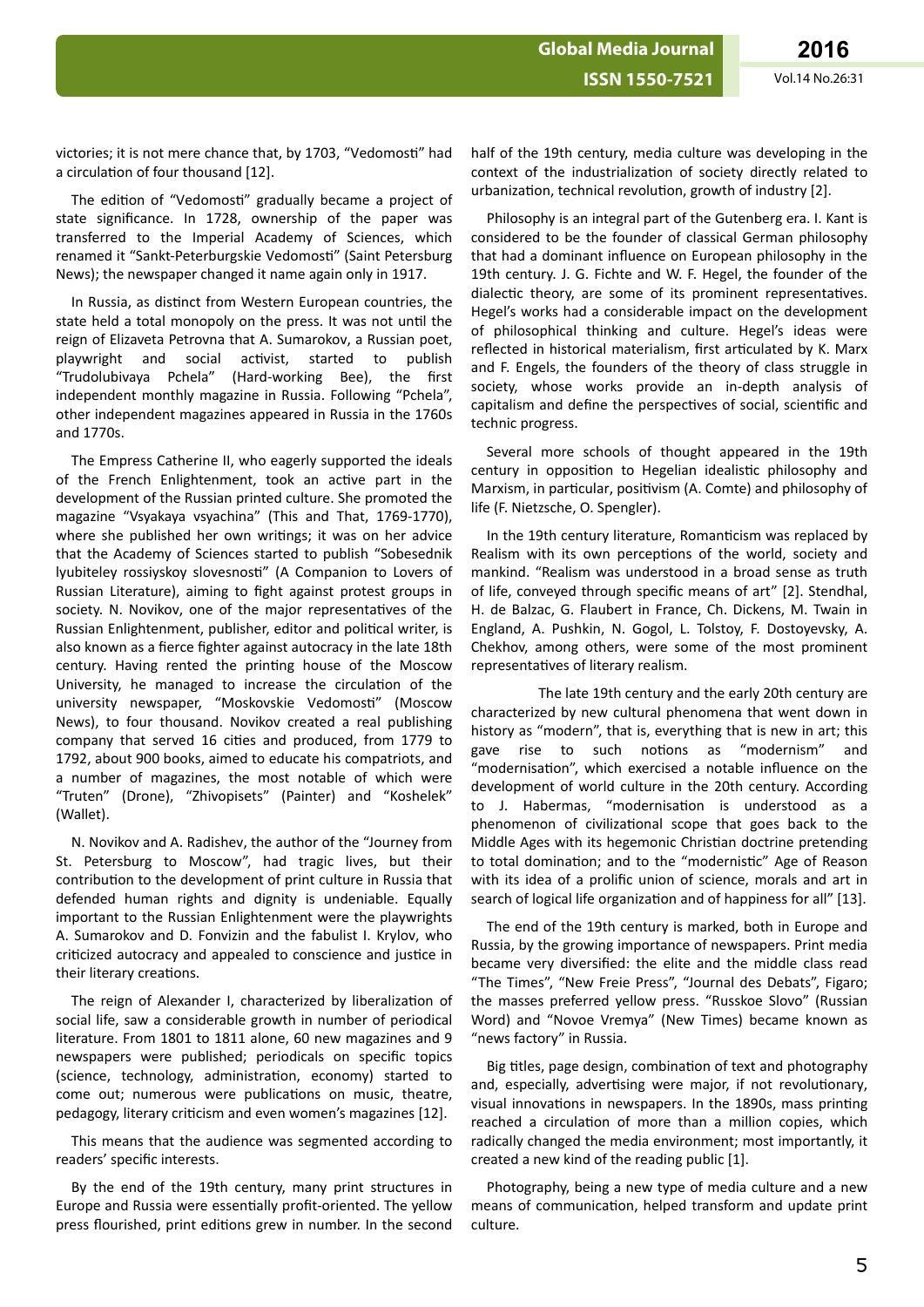victories; it is not mere chance that, by 1703, "Vedomosti" had a circulation of four thousand [12].

The edition of "Vedomosti" gradually became a project of state significance. In 1728, ownership of the paper was transferred to the Imperial Academy of Sciences, which renamed it "Sankt-Peterburgskie Vedomosti" (Saint Petersburg News); the newspaper changed it name again only in 1917.

In Russia, as distinct from Western European countries, the state held a total monopoly on the press. It was not until the reign of Elizaveta Petrovna that A. Sumarokov, a Russian poet, playwright and social activist, started to publish "Trudolubivaya Pchela" (Hard-working Bee), the first independent monthly magazine in Russia. Following "Pchela", other independent magazines appeared in Russia in the 1760s and 1770s.

The Empress Catherine II, who eagerly supported the ideals of the French Enlightenment, took an active part in the development of the Russian printed culture. She promoted the magazine "Vsyakaya vsyachina" (This and That, 1769-1770), where she published her own writings; it was on her advice that the Academy of Sciences started to publish "Sobesednik lyubiteley rossiyskoy slovesnosti" (A Companion to Lovers of Russian Literature), aiming to fight against protest groups in society. N. Novikov, one of the major representatives of the Russian Enlightenment, publisher, editor and political writer, is also known as a fierce fighter against autocracy in the late 18th century. Having rented the printing house of the Moscow University, he managed to increase the circulation of the university newspaper, "Moskovskie Vedomosti" (Moscow News), to four thousand. Novikov created a real publishing company that served 16 cities and produced, from 1779 to 1792, about 900 books, aimed to educate his compatriots, and a number of magazines, the most notable of which were "Truten" (Drone), "Zhivopisets" (Painter) and "Koshelek" (Wallet).

N. Novikov and A. Radishev, the author of the "Journey from St. Petersburg to Moscow", had tragic lives, but their contribution to the development of print culture in Russia that defended human rights and dignity is undeniable. Equally important to the Russian Enlightenment were the playwrights A. Sumarokov and D. Fonvizin and the fabulist I. Krylov, who criticized autocracy and appealed to conscience and justice in their literary creations.

The reign of Alexander I, characterized by liberalization of social life, saw a considerable growth in number of periodical literature. From 1801 to 1811 alone, 60 new magazines and 9 newspapers were published; periodicals on specific topics (science, technology, administration, economy) started to come out; numerous were publications on music, theatre, pedagogy, literary criticism and even women's magazines [12].

This means that the audience was segmented according to readers' specific interests.

By the end of the 19th century, many print structures in Europe and Russia were essentially profit-oriented. The yellow press flourished, print editions grew in number. In the second half of the 19th century, media culture was developing in the context of the industrialization of society directly related to urbanization, technical revolution, growth of industry [2].

Philosophy is an integral part of the Gutenberg era. I. Kant is considered to be the founder of classical German philosophy that had a dominant influence on European philosophy in the 19th century. J. G. Fichte and W. F. Hegel, the founder of the dialectic theory, are some of its prominent representatives. Hegel's works had a considerable impact on the development of philosophical thinking and culture. Hegel's ideas were reflected in historical materialism, first articulated by K. Marx and F. Engels, the founders of the theory of class struggle in society, whose works provide an in-depth analysis of capitalism and define the perspectives of social, scientific and technic progress.

Several more schools of thought appeared in the 19th century in opposition to Hegelian idealistic philosophy and Marxism, in particular, positivism (A. Comte) and philosophy of life (F. Nietzsche, O. Spengler).

In the 19th century literature, Romanticism was replaced by Realism with its own perceptions of the world, society and mankind. "Realism was understood in a broad sense as truth of life, conveyed through specific means of art" [2]. Stendhal, H. de Balzac, G. Flaubert in France, Ch. Dickens, M. Twain in England, A. Pushkin, N. Gogol, L. Tolstoy, F. Dostoyevsky, A. Chekhov, among others, were some of the most prominent representatives of literary realism.

The late 19th century and the early 20th century are characterized by new cultural phenomena that went down in history as "modern", that is, everything that is new in art; this gave rise to such notions as "modernism" and "modernisation", which exercised a notable influence on the development of world culture in the 20th century. According to J. Habermas, "modernisation is understood as a phenomenon of civilizational scope that goes back to the Middle Ages with its hegemonic Christian doctrine pretending to total domination; and to the "modernistic" Age of Reason with its idea of a prolific union of science, morals and art in search of logical life organization and of happiness for all" [13].

The end of the 19th century is marked, both in Europe and Russia, by the growing importance of newspapers. Print media became very diversified: the elite and the middle class read "The Times", "New Freie Press", "Journal des Debats", Figaro; the masses preferred yellow press. "Russkoe Slovo" (Russian Word) and "Novoe Vremya" (New Times) became known as "news factory" in Russia.

Big titles, page design, combination of text and photography and, especially, advertising were major, if not revolutionary, visual innovations in newspapers. In the 1890s, mass printing reached a circulation of more than a million copies, which radically changed the media environment; most importantly, it created a new kind of the reading public [1].

Photography, being a new type of media culture and a new means of communication, helped transform and update print culture.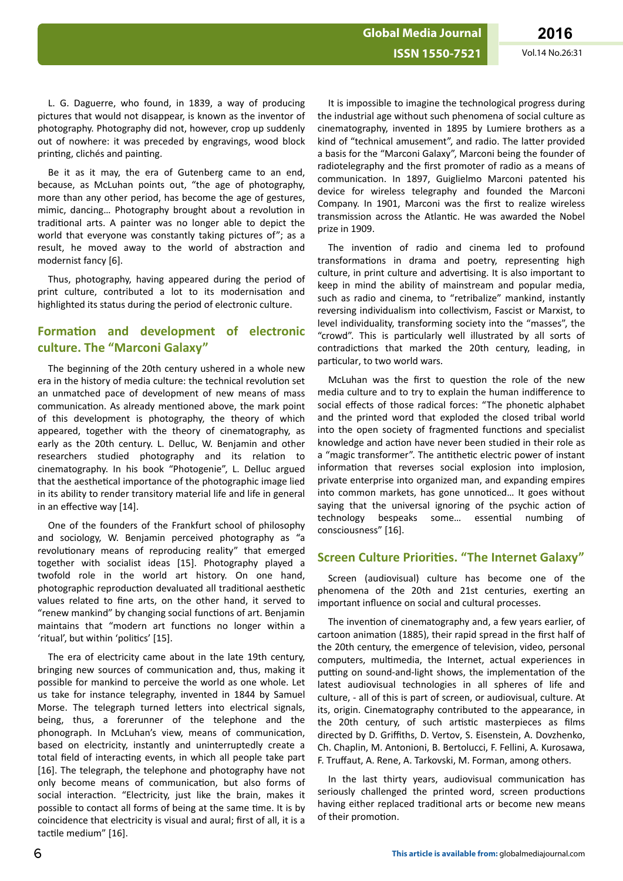L. G. Daguerre, who found, in 1839, a way of producing pictures that would not disappear, is known as the inventor of photography. Photography did not, however, crop up suddenly out of nowhere: it was preceded by engravings, wood block printing, clichés and painting.

Be it as it may, the era of Gutenberg came to an end, because, as McLuhan points out, "the age of photography, more than any other period, has become the age of gestures, mimic, dancing… Photography brought about a revolution in traditional arts. A painter was no longer able to depict the world that everyone was constantly taking pictures of"; as a result, he moved away to the world of abstraction and modernist fancy [6].

Thus, photography, having appeared during the period of print culture, contributed a lot to its modernisation and highlighted its status during the period of electronic culture.

## Formation and development of electronic culture. The "Marconi Galaxy"

The beginning of the 20th century ushered in a whole new era in the history of media culture: the technical revolution set an unmatched pace of development of new means of mass communication. As already mentioned above, the mark point of this development is photography, the theory of which appeared, together with the theory of cinematography, as early as the 20th century. L. Delluc, W. Benjamin and other researchers studied photography and its relation to cinematography. In his book "Photogenie", L. Delluc argued that the aesthetical importance of the photographic image lied in its ability to render transitory material life and life in general in an effective way [14].

One of the founders of the Frankfurt school of philosophy and sociology, W. Benjamin perceived photography as "a revolutionary means of reproducing reality" that emerged together with socialist ideas [15]. Photography played a twofold role in the world art history. On one hand, photographic reproduction devaluated all traditional aesthetic values related to fine arts, on the other hand, it served to "renew mankind" by changing social functions of art. Benjamin maintains that "modern art functions no longer within a 'ritual', but within 'politics' [15].

The era of electricity came about in the late 19th century, bringing new sources of communication and, thus, making it possible for mankind to perceive the world as one whole. Let us take for instance telegraphy, invented in 1844 by Samuel Morse. The telegraph turned letters into electrical signals, being, thus, a forerunner of the telephone and the phonograph. In McLuhan's view, means of communication, based on electricity, instantly and uninterruptedly create a total field of interacting events, in which all people take part [16]. The telegraph, the telephone and photography have not only become means of communication, but also forms of social interaction. "Electricity, just like the brain, makes it possible to contact all forms of being at the same time. It is by coincidence that electricity is visual and aural; first of all, it is a tactile medium" [16].

It is impossible to imagine the technological progress during the industrial age without such phenomena of social culture as cinematography, invented in 1895 by Lumiere brothers as a kind of "technical amusement", and radio. The latter provided a basis for the "Marconi Galaxy", Marconi being the founder of radiotelegraphy and the first promoter of radio as a means of communication. In 1897, Guiglielmo Marconi patented his device for wireless telegraphy and founded the Marconi Company. In 1901, Marconi was the first to realize wireless transmission across the Atlantic. He was awarded the Nobel prize in 1909.

The invention of radio and cinema led to profound transformations in drama and poetry, representing high culture, in print culture and advertising. It is also important to keep in mind the ability of mainstream and popular media, such as radio and cinema, to "retribalize" mankind, instantly reversing individualism into collectivism, Fascist or Marxist, to level individuality, transforming society into the "masses", the "crowd". This is particularly well illustrated by all sorts of contradictions that marked the 20th century, leading, in particular, to two world wars.

McLuhan was the first to question the role of the new media culture and to try to explain the human indifference to social effects of those radical forces: "The phonetic alphabet and the printed word that exploded the closed tribal world into the open society of fragmented functions and specialist knowledge and action have never been studied in their role as a "magic transformer". The antithetic electric power of instant information that reverses social explosion into implosion, private enterprise into organized man, and expanding empires into common markets, has gone unnoticed… It goes without saying that the universal ignoring of the psychic action of technology bespeaks some… essential numbing of consciousness" [16].

## Screen Culture Priorities. "The Internet Galaxy"

Screen (audiovisual) culture has become one of the phenomena of the 20th and 21st centuries, exerting an important influence on social and cultural processes.

The invention of cinematography and, a few years earlier, of cartoon animation (1885), their rapid spread in the first half of the 20th century, the emergence of television, video, personal computers, multimedia, the Internet, actual experiences in putting on sound-and-light shows, the implementation of the latest audiovisual technologies in all spheres of life and culture, - all of this is part of screen, or audiovisual, culture. At its, origin. Cinematography contributed to the appearance, in the 20th century, of such artistic masterpieces as films directed by D. Griffiths, D. Vertov, S. Eisenstein, A. Dovzhenko, Ch. Chaplin, M. Antonioni, B. Bertolucci, F. Fellini, A. Kurosawa, F. Truffaut, A. Rene, A. Tarkovski, M. Forman, among others.

In the last thirty years, audiovisual communication has seriously challenged the printed word, screen productions having either replaced traditional arts or become new means of their promotion.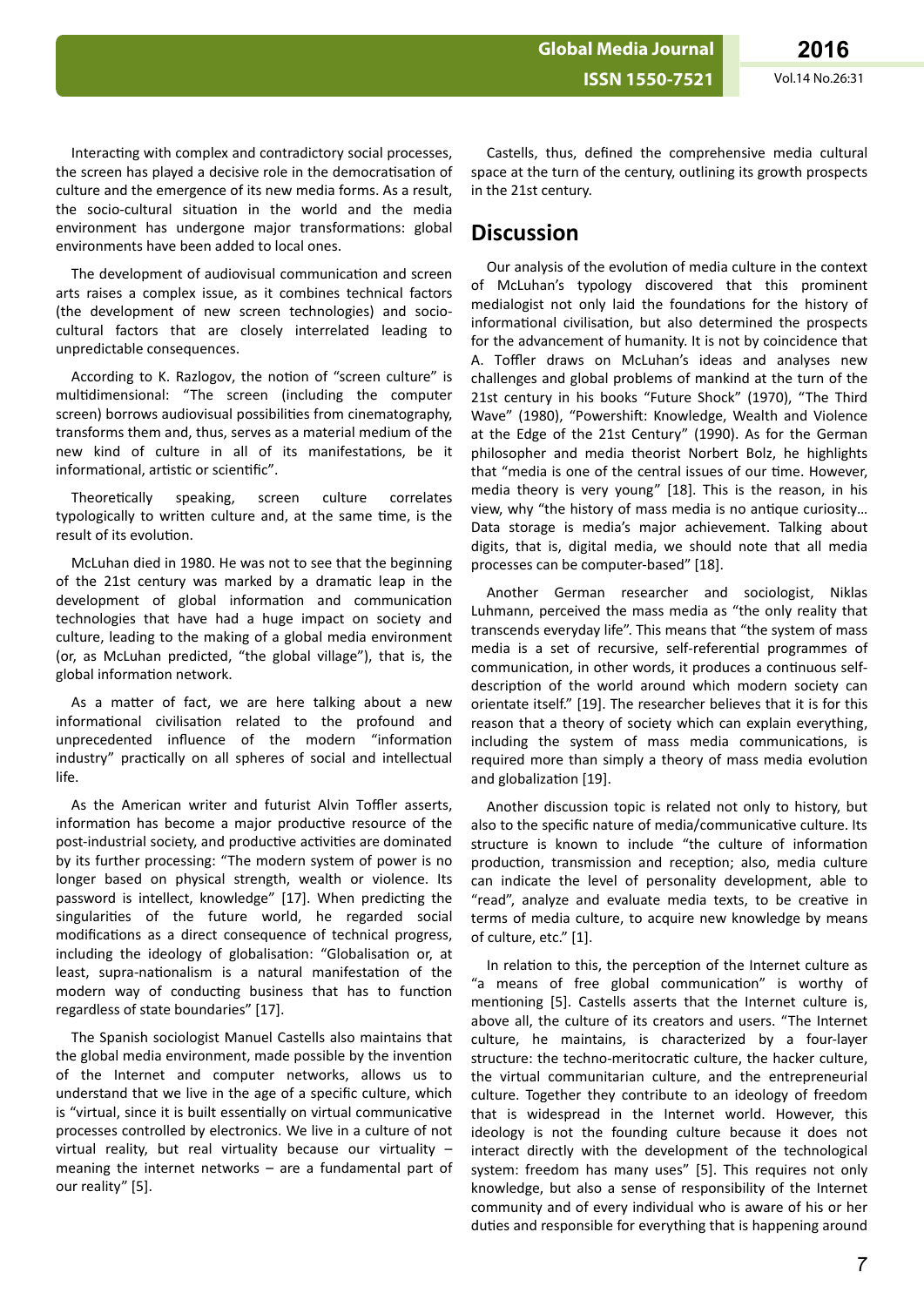Interacting with complex and contradictory social processes, the screen has played a decisive role in the democratisation of culture and the emergence of its new media forms. As a result, the socio-cultural situation in the world and the media environment has undergone major transformations: global environments have been added to local ones.

The development of audiovisual communication and screen arts raises a complex issue, as it combines technical factors (the development of new screen technologies) and socio-cultural factors that are closely interrelated leading to unpredictable consequences.

According to K. Razlogov, the notion of "screen culture" is multidimensional: "The screen (including the computer screen) borrows audiovisual possibilities from cinematography, transforms them and, thus, serves as a material medium of the new kind of culture in all of its manifestations, be it informational, artistic or scientific".

Theoretically speaking, screen culture correlates typologically to written culture and, at the same time, is the result of its evolution.

McLuhan died in 1980. He was not to see that the beginning of the 21st century was marked by a dramatic leap in the development of global information and communication technologies that have had a huge impact on society and culture, leading to the making of a global media environment (or, as McLuhan predicted, "the global village"), that is, the global information network.

As a matter of fact, we are here talking about a new informational civilisation related to the profound and unprecedented influence of the modern "information industry" practically on all spheres of social and intellectual life.

As the American writer and futurist Alvin Toffler asserts, information has become a major productive resource of the post-industrial society, and productive activities are dominated by its further processing: "The modern system of power is no longer based on physical strength, wealth or violence. Its password is intellect, knowledge" [17]. When predicting the singularities of the future world, he regarded social modifications as a direct consequence of technical progress, including the ideology of globalisation: "Globalisation or, at least, supra-nationalism is a natural manifestation of the modern way of conducting business that has to function regardless of state boundaries" [17].

The Spanish sociologist Manuel Castells also maintains that the global media environment, made possible by the invention of the Internet and computer networks, allows us to understand that we live in the age of a specific culture, which is "virtual, since it is built essentially on virtual communicative processes controlled by electronics. We live in a culture of not virtual reality, but real virtuality because our virtuality – meaning the internet networks – are a fundamental part of our reality" [5].

Castells, thus, defined the comprehensive media cultural space at the turn of the century, outlining its growth prospects in the 21st century.

## Discussion

Our analysis of the evolution of media culture in the context of McLuhan's typology discovered that this prominent medialogist not only laid the foundations for the history of informational civilisation, but also determined the prospects for the advancement of humanity. It is not by coincidence that A. Toffler draws on McLuhan's ideas and analyses new challenges and global problems of mankind at the turn of the 21st century in his books "Future Shock" (1970), "The Third Wave" (1980), "Powershift: Knowledge, Wealth and Violence at the Edge of the 21st Century" (1990). As for the German philosopher and media theorist Norbert Bolz, he highlights that "media is one of the central issues of our time. However, media theory is very young" [18]. This is the reason, in his view, why "the history of mass media is no antique curiosity… Data storage is media's major achievement. Talking about digits, that is, digital media, we should note that all media processes can be computer-based" [18].

Another German researcher and sociologist, Niklas Luhmann, perceived the mass media as "the only reality that transcends everyday life". This means that "the system of mass media is a set of recursive, self-referential programmes of communication, in other words, it produces a continuous self-description of the world around which modern society can orientate itself." [19]. The researcher believes that it is for this reason that a theory of society which can explain everything, including the system of mass media communications, is required more than simply a theory of mass media evolution and globalization [19].

Another discussion topic is related not only to history, but also to the specific nature of media/communicative culture. Its structure is known to include "the culture of information production, transmission and reception; also, media culture can indicate the level of personality development, able to "read", analyze and evaluate media texts, to be creative in terms of media culture, to acquire new knowledge by means of culture, etc." [1].

In relation to this, the perception of the Internet culture as "a means of free global communication" is worthy of mentioning [5]. Castells asserts that the Internet culture is, above all, the culture of its creators and users. "The Internet culture, he maintains, is characterized by a four-layer structure: the techno-meritocratic culture, the hacker culture, the virtual communitarian culture, and the entrepreneurial culture. Together they contribute to an ideology of freedom that is widespread in the Internet world. However, this ideology is not the founding culture because it does not interact directly with the development of the technological system: freedom has many uses" [5]. This requires not only knowledge, but also a sense of responsibility of the Internet community and of every individual who is aware of his or her duties and responsible for everything that is happening around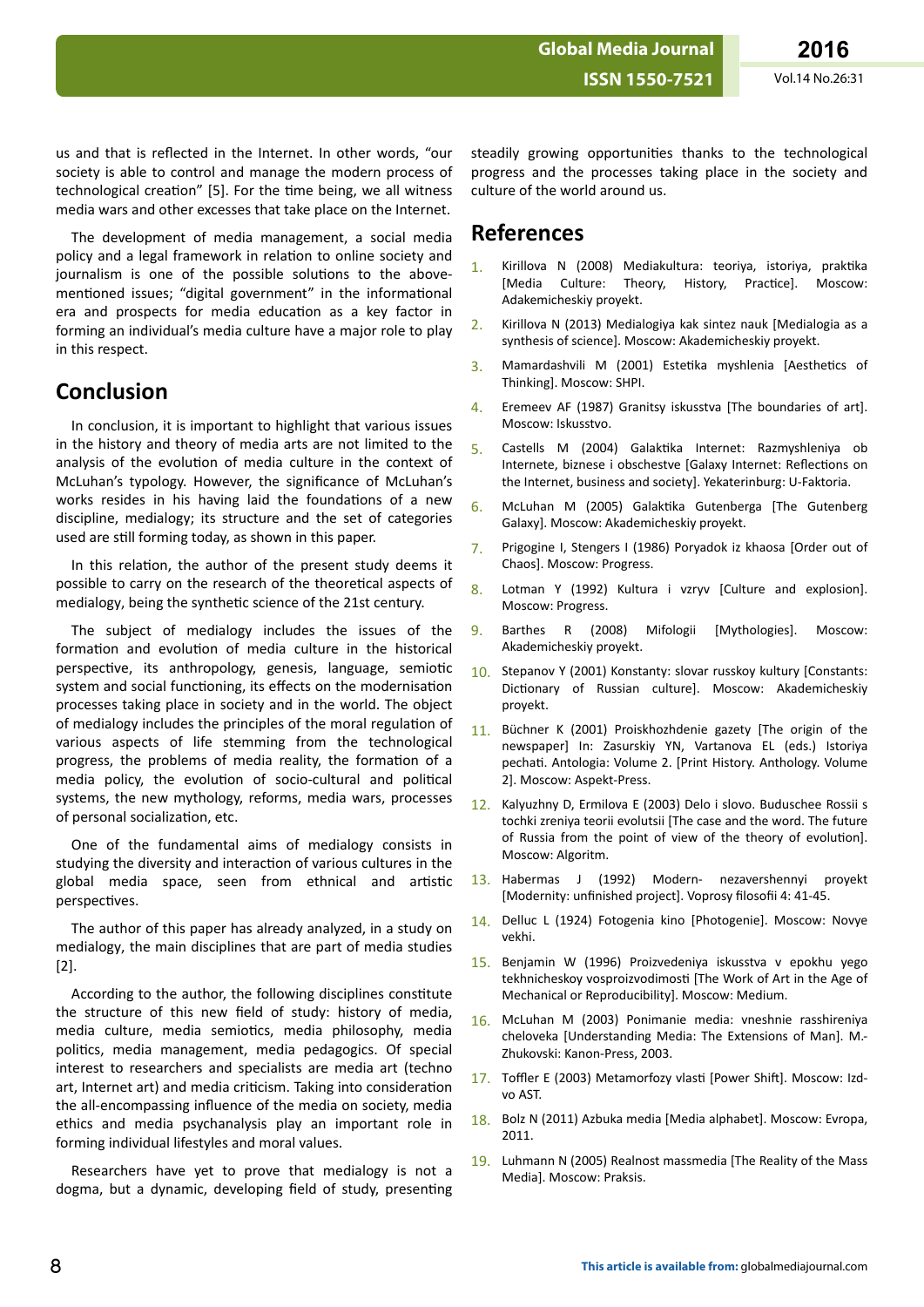us and that is reflected in the Internet. In other words, "our society is able to control and manage the modern process of technological creation" [5]. For the time being, we all witness media wars and other excesses that take place on the Internet.

The development of media management, a social media policy and a legal framework in relation to online society and journalism is one of the possible solutions to the above-mentioned issues; "digital government" in the informational era and prospects for media education as a key factor in forming an individual's media culture have a major role to play in this respect.

## Conclusion

In conclusion, it is important to highlight that various issues in the history and theory of media arts are not limited to the analysis of the evolution of media culture in the context of McLuhan's typology. However, the significance of McLuhan's works resides in his having laid the foundations of a new discipline, medialogy; its structure and the set of categories used are still forming today, as shown in this paper.

In this relation, the author of the present study deems it possible to carry on the research of the theoretical aspects of medialogy, being the synthetic science of the 21st century.

The subject of medialogy includes the issues of the formation and evolution of media culture in the historical perspective, its anthropology, genesis, language, semiotic system and social functioning, its effects on the modernisation processes taking place in society and in the world. The object of medialogy includes the principles of the moral regulation of various aspects of life stemming from the technological progress, the problems of media reality, the formation of a media policy, the evolution of socio-cultural and political systems, the new mythology, reforms, media wars, processes of personal socialization, etc.

One of the fundamental aims of medialogy consists in studying the diversity and interaction of various cultures in the global media space, seen from ethnical and artistic perspectives.

The author of this paper has already analyzed, in a study on medialogy, the main disciplines that are part of media studies [2].

According to the author, the following disciplines constitute the structure of this new field of study: history of media, media culture, media semiotics, media philosophy, media politics, media management, media pedagogics. Of special interest to researchers and specialists are media art (techno art, Internet art) and media criticism. Taking into consideration the all-encompassing influence of the media on society, media ethics and media psychanalysis play an important role in forming individual lifestyles and moral values.

Researchers have yet to prove that medialogy is not a dogma, but a dynamic, developing field of study, presenting steadily growing opportunities thanks to the technological progress and the processes taking place in the society and culture of the world around us.

## References

1. Kirillova N (2008) Mediakultura: teoriya, istoriya, praktika [Media Culture: Theory, History, Practice]. Moscow: Adakemicheskiy proyekt.
2. Kirillova N (2013) Medialogiya kak sintez nauk [Medialogia as a synthesis of science]. Moscow: Akademicheskiy proyekt.
3. Mamardashvili M (2001) Estetika myshlenia [Aesthetics of Thinking]. Moscow: SHPI.
4. Eremeev AF (1987) Granitsy iskusstva [The boundaries of art]. Moscow: Iskusstvo.
5. Castells M (2004) Galaktika Internet: Razmyshleniya ob Internete, biznese i obschestve [Galaxy Internet: Reflections on the Internet, business and society]. Yekaterinburg: U-Faktoria.
6. McLuhan M (2005) Galaktika Gutenberga [The Gutenberg Galaxy]. Moscow: Akademicheskiy proyekt.
7. Prigogine I, Stengers I (1986) Poryadok iz khaosa [Order out of Chaos]. Moscow: Progress.
8. Lotman Y (1992) Kultura i vzryv [Culture and explosion]. Moscow: Progress.
9. Barthes R (2008) Mifologii [Mythologies]. Moscow: Akademicheskiy proyekt.
10. Stepanov Y (2001) Konstanty: slovar russkoy kultury [Constants: Dictionary of Russian culture]. Moscow: Akademicheskiy proyekt.
11. Büchner K (2001) Proiskhozhdenie gazety [The origin of the newspaper] In: Zasurskiy YN, Vartanova EL (eds.) Istoriya pechati. Antologia: Volume 2. [Print History. Anthology. Volume 2]. Moscow: Aspekt-Press.
12. Kalyuzhny D, Ermilova E (2003) Delo i slovo. Buduschee Rossii s tochki zreniya teorii evolutsii [The case and the word. The future of Russia from the point of view of the theory of evolution]. Moscow: Algoritm.
13. Habermas J (1992) Modern- nezavershennyi proyekt [Modernity: unfinished project]. Voprosy filosofii 4: 41-45.
14. Delluc L (1924) Fotogenia kino [Photogenie]. Moscow: Novye vekhi.
15. Benjamin W (1996) Proizvedeniya iskusstva v epokhu yego tekhnicheskoy vosproizvodimosti [The Work of Art in the Age of Mechanical or Reproducibility]. Moscow: Medium.
16. McLuhan M (2003) Ponimanie media: vneshnie rasshireniya cheloveka [Understanding Media: The Extensions of Man]. M.-Zhukovski: Kanon-Press, 2003.
17. Toffler E (2003) Metamorfozy vlasti [Power Shift]. Moscow: Izd-vo AST.
18. Bolz N (2011) Azbuka media [Media alphabet]. Moscow: Evropa, 2011.
19. Luhmann N (2005) Realnost massmedia [The Reality of the Mass Media]. Moscow: Praksis.